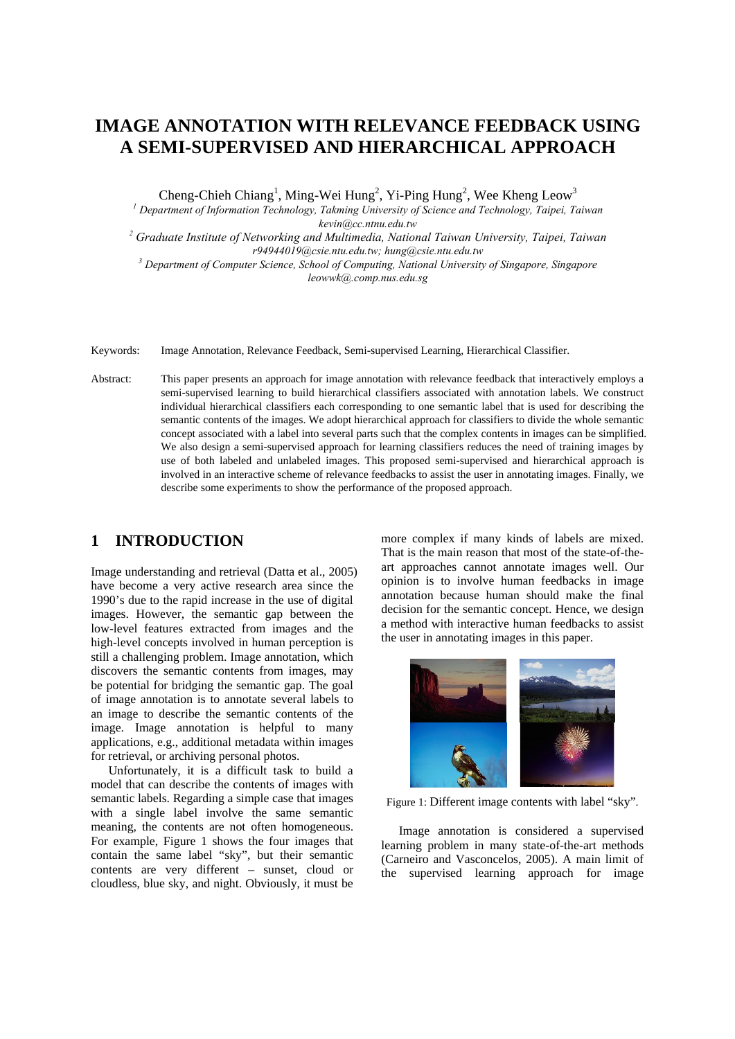# IMAGE ANNOTATION WITH RELEVANCE FEEDBACK USING A SEMI-SUPERVISED AND HIERARCHICAL APPROACH

Cheng-Chieh Chiang[1], Ming-Wei Hung[2], Yi-Ping Hung[2], Wee Kheng Leow[3]

[1] *Department of Information Technology, Takming University of Science and Technology, Taipei, Taiwan*
*kevin@cc.ntnu.edu.tw*

[2] *Graduate Institute of Networking and Multimedia, National Taiwan University, Taipei, Taiwan*
*r94944019@csie.ntu.edu.tw; hung@csie.ntu.edu.tw*

[3] *Department of Computer Science, School of Computing, National University of Singapore, Singapore*
*leowwk@.comp.nus.edu.sg*

Keywords: Image Annotation, Relevance Feedback, Semi-supervised Learning, Hierarchical Classifier.

Abstract: This paper presents an approach for image annotation with relevance feedback that interactively employs a semi-supervised learning to build hierarchical classifiers associated with annotation labels. We construct individual hierarchical classifiers each corresponding to one semantic label that is used for describing the semantic contents of the images. We adopt hierarchical approach for classifiers to divide the whole semantic concept associated with a label into several parts such that the complex contents in images can be simplified. We also design a semi-supervised approach for learning classifiers reduces the need of training images by use of both labeled and unlabeled images. This proposed semi-supervised and hierarchical approach is involved in an interactive scheme of relevance feedbacks to assist the user in annotating images. Finally, we describe some experiments to show the performance of the proposed approach.

## 1 INTRODUCTION

Image understanding and retrieval (Datta et al., 2005) have become a very active research area since the 1990's due to the rapid increase in the use of digital images. However, the semantic gap between the low-level features extracted from images and the high-level concepts involved in human perception is still a challenging problem. Image annotation, which discovers the semantic contents from images, may be potential for bridging the semantic gap. The goal of image annotation is to annotate several labels to an image to describe the semantic contents of the image. Image annotation is helpful to many applications, e.g., additional metadata within images for retrieval, or archiving personal photos.

Unfortunately, it is a difficult task to build a model that can describe the contents of images with semantic labels. Regarding a simple case that images with a single label involve the same semantic meaning, the contents are not often homogeneous. For example, Figure 1 shows the four images that contain the same label "sky", but their semantic contents are very different – sunset, cloud or cloudless, blue sky, and night. Obviously, it must be more complex if many kinds of labels are mixed. That is the main reason that most of the state-of-the-art approaches cannot annotate images well. Our opinion is to involve human feedbacks in image annotation because human should make the final decision for the semantic concept. Hence, we design a method with interactive human feedbacks to assist the user in annotating images in this paper.

Figure 1: Different image contents with label "sky".

Image annotation is considered a supervised learning problem in many state-of-the-art methods (Carneiro and Vasconcelos, 2005). A main limit of the supervised learning approach for image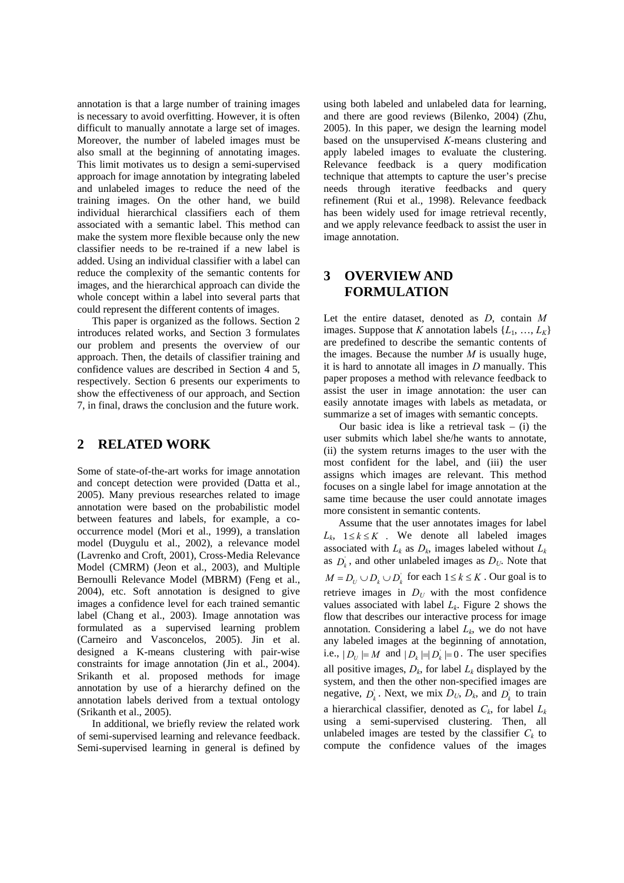annotation is that a large number of training images is necessary to avoid overfitting. However, it is often difficult to manually annotate a large set of images. Moreover, the number of labeled images must be also small at the beginning of annotating images. This limit motivates us to design a semi-supervised approach for image annotation by integrating labeled and unlabeled images to reduce the need of the training images. On the other hand, we build individual hierarchical classifiers each of them associated with a semantic label. This method can make the system more flexible because only the new classifier needs to be re-trained if a new label is added. Using an individual classifier with a label can reduce the complexity of the semantic contents for images, and the hierarchical approach can divide the whole concept within a label into several parts that could represent the different contents of images.

This paper is organized as the follows. Section 2 introduces related works, and Section 3 formulates our problem and presents the overview of our approach. Then, the details of classifier training and confidence values are described in Section 4 and 5, respectively. Section 6 presents our experiments to show the effectiveness of our approach, and Section 7, in final, draws the conclusion and the future work.

## 2 RELATED WORK

Some of state-of-the-art works for image annotation and concept detection were provided (Datta et al., 2005). Many previous researches related to image annotation were based on the probabilistic model between features and labels, for example, a co-occurrence model (Mori et al., 1999), a translation model (Duygulu et al., 2002), a relevance model (Lavrenko and Croft, 2001), Cross-Media Relevance Model (CMRM) (Jeon et al., 2003), and Multiple Bernoulli Relevance Model (MBRM) (Feng et al., 2004), etc. Soft annotation is designed to give images a confidence level for each trained semantic label (Chang et al., 2003). Image annotation was formulated as a supervised learning problem (Carneiro and Vasconcelos, 2005). Jin et al. designed a K-means clustering with pair-wise constraints for image annotation (Jin et al., 2004). Srikanth et al. proposed methods for image annotation by use of a hierarchy defined on the annotation labels derived from a textual ontology (Srikanth et al., 2005).

In additional, we briefly review the related work of semi-supervised learning and relevance feedback. Semi-supervised learning in general is defined by using both labeled and unlabeled data for learning, and there are good reviews (Bilenko, 2004) (Zhu, 2005). In this paper, we design the learning model based on the unsupervised *K*-means clustering and apply labeled images to evaluate the clustering. Relevance feedback is a query modification technique that attempts to capture the user's precise needs through iterative feedbacks and query refinement (Rui et al., 1998). Relevance feedback has been widely used for image retrieval recently, and we apply relevance feedback to assist the user in image annotation.

## 3 OVERVIEW AND FORMULATION

Let the entire dataset, denoted as $D$, contain $M$ images. Suppose that $K$ annotation labels $\{L_1, \ldots, L_K\}$ are predefined to describe the semantic contents of the images. Because the number $M$ is usually huge, it is hard to annotate all images in $D$ manually. This paper proposes a method with relevance feedback to assist the user in image annotation: the user can easily annotate images with labels as metadata, or summarize a set of images with semantic concepts.

Our basic idea is like a retrieval task – (i) the user submits which label she/he wants to annotate, (ii) the system returns images to the user with the most confident for the label, and (iii) the user assigns which images are relevant. This method focuses on a single label for image annotation at the same time because the user could annotate images more consistent in semantic contents.

Assume that the user annotates images for label $L_k$, $1 \le k \le K$. We denote all labeled images associated with $L_k$ as $D_k$, images labeled without $L_k$ as $D_k^{'}$, and other unlabeled images as $D_U$. Note that $M = D_U \cup D_k \cup D_k^{'}$ for each $1 \le k \le K$. Our goal is to retrieve images in $D_U$ with the most confidence values associated with label $L_k$. Figure 2 shows the flow that describes our interactive process for image annotation. Considering a label $L_k$, we do not have any labeled images at the beginning of annotation, i.e., $|D_U| = M$ and $|D_k| = |D_k^{'}| = 0$. The user specifies all positive images, $D_k$, for label $L_k$ displayed by the system, and then the other non-specified images are negative, $D_k^{'}$. Next, we mix $D_U$, $D_k$, and $D_k^{'}$ to train a hierarchical classifier, denoted as $C_k$, for label $L_k$ using a semi-supervised clustering. Then, all unlabeled images are tested by the classifier $C_k$ to compute the confidence values of the images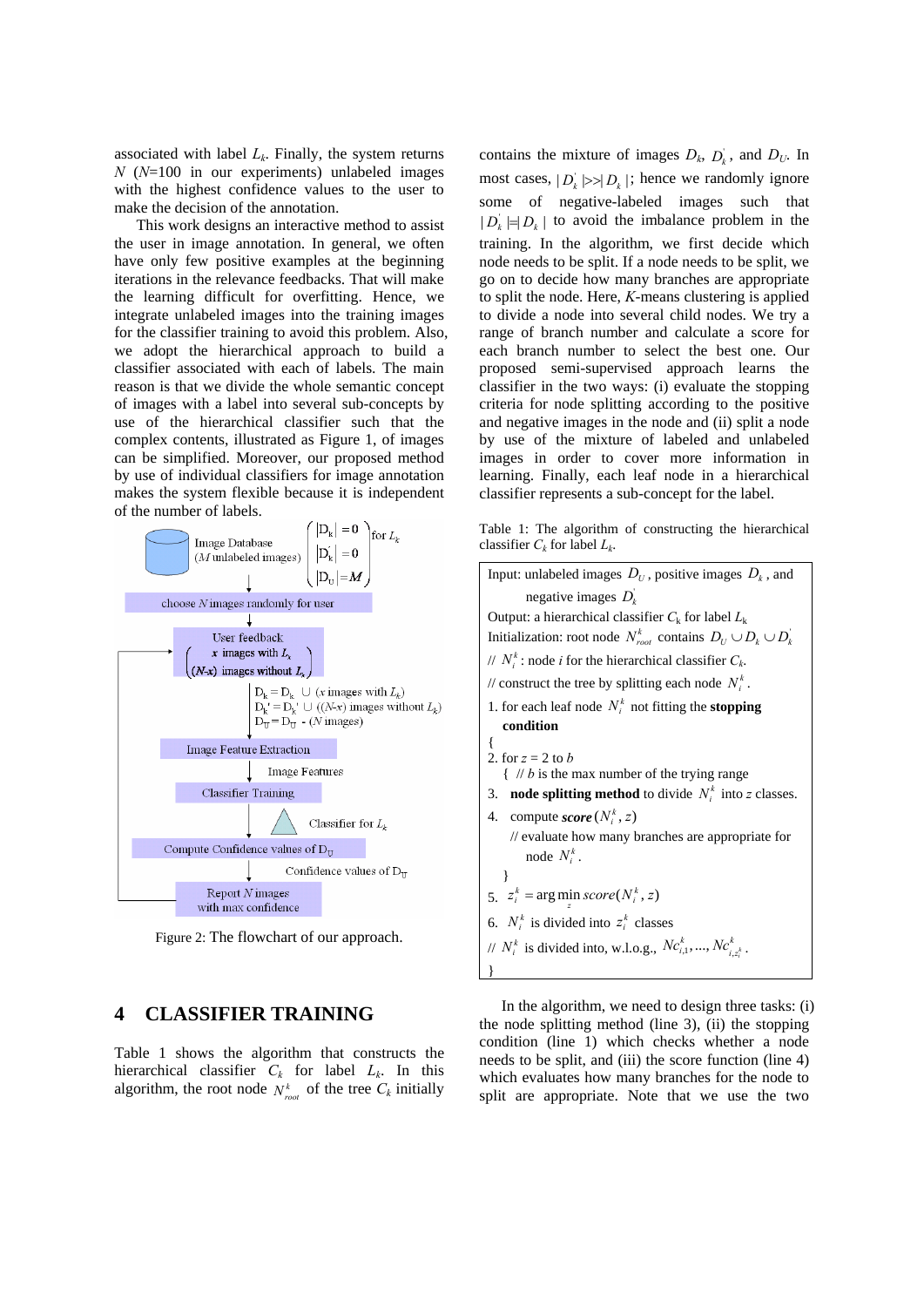associated with label $L_k$. Finally, the system returns $N$ ($N$=100 in our experiments) unlabeled images with the highest confidence values to the user to make the decision of the annotation.

This work designs an interactive method to assist the user in image annotation. In general, we often have only few positive examples at the beginning iterations in the relevance feedbacks. That will make the learning difficult for overfitting. Hence, we integrate unlabeled images into the training images for the classifier training to avoid this problem. Also, we adopt the hierarchical approach to build a classifier associated with each of labels. The main reason is that we divide the whole semantic concept of images with a label into several sub-concepts by use of the hierarchical classifier such that the complex contents, illustrated as Figure 1, of images can be simplified. Moreover, our proposed method by use of individual classifiers for image annotation makes the system flexible because it is independent of the number of labels.

Figure 2: The flowchart of our approach.

## 4 CLASSIFIER TRAINING

Table 1 shows the algorithm that constructs the hierarchical classifier $C_k$ for label $L_k$. In this algorithm, the root node $N^k_{root}$ of the tree $C_k$ initially contains the mixture of images $D_k$, $D^{'}_k$, and $D_U$. In most cases, $|D^{'}_k| >> |D_k|$; hence we randomly ignore some of negative-labeled images such that $|D^{'}_k| = |D_k|$ to avoid the imbalance problem in the training. In the algorithm, we first decide which node needs to be split. If a node needs to be split, we go on to decide how many branches are appropriate to split the node. Here, $K$-means clustering is applied to divide a node into several child nodes. We try a range of branch number and calculate a score for each branch number to select the best one. Our proposed semi-supervised approach learns the classifier in the two ways: (i) evaluate the stopping criteria for node splitting according to the positive and negative images in the node and (ii) split a node by use of the mixture of labeled and unlabeled images in order to cover more information in learning. Finally, each leaf node in a hierarchical classifier represents a sub-concept for the label.

Table 1: The algorithm of constructing the hierarchical classifier $C_k$ for label $L_k$.

| |
|---|
| Input: unlabeled images $D_U$, positive images $D_k$, and negative images $D^{'}_k$ |
| Output: a hierarchical classifier $C_k$ for label $L_k$ |
| Initialization: root node $N^k_{root}$ contains $D_U \cup D_k \cup D^{'}_k$ |
| // $N^k_i$ : node $i$ for the hierarchical classifier $C_k$. |
| // construct the tree by splitting each node $N^k_i$. |
| 1. for each leaf node $N^k_i$ not fitting the **stopping condition** |
| { |
| 2. for $z$ = 2 to $b$ |
| { // $b$ is the max number of the trying range |
| 3. **node splitting method** to divide $N^k_i$ into $z$ classes. |
| 4. compute ***score*** $(N^k_i, z)$ |
| // evaluate how many branches are appropriate for node $N^k_i$. |
| } |
| 5. $z^k_i = \arg\min_z score(N^k_i, z)$ |
| 6. $N^k_i$ is divided into $z^k_i$ classes |
| // $N^k_i$ is divided into, w.l.o.g., $Nc^k_{i,1}, \ldots, Nc^k_{i,z^k_i}$. |
| } |

In the algorithm, we need to design three tasks: (i) the node splitting method (line 3), (ii) the stopping condition (line 1) which checks whether a node needs to be split, and (iii) the score function (line 4) which evaluates how many branches for the node to split are appropriate. Note that we use the two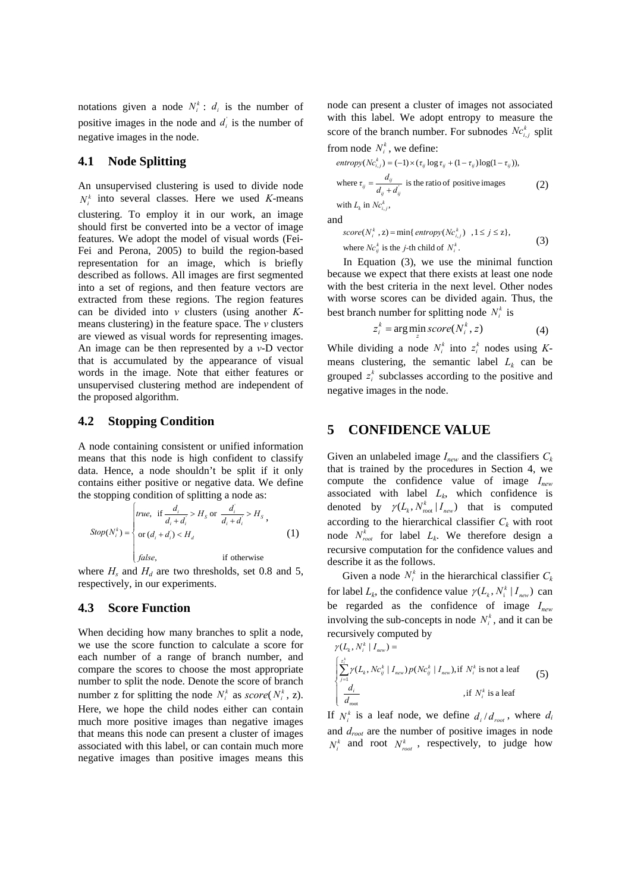notations given a node $N_i^k$ : $d_i$ is the number of positive images in the node and $d_i^{'}$ is the number of negative images in the node.

### 4.1 Node Splitting

An unsupervised clustering is used to divide node $N_i^k$ into several classes. Here we used *K*-means clustering. To employ it in our work, an image should first be converted into be a vector of image features. We adopt the model of visual words (Fei-Fei and Perona, 2005) to build the region-based representation for an image, which is briefly described as follows. All images are first segmented into a set of regions, and then feature vectors are extracted from these regions. The region features can be divided into *v* clusters (using another *K*-means clustering) in the feature space. The *v* clusters are viewed as visual words for representing images. An image can be then represented by a *v*-D vector that is accumulated by the appearance of visual words in the image. Note that either features or unsupervised clustering method are independent of the proposed algorithm.

### 4.2 Stopping Condition

A node containing consistent or unified information means that this node is high confident to classify data. Hence, a node shouldn't be split if it only contains either positive or negative data. We define the stopping condition of splitting a node as:

$$Stop(N_i^k) = \begin{cases} true, & \text{if } \dfrac{d_i}{d_i + d_i^{'}} > H_S \text{ or } \dfrac{d_i^{'}}{d_i + d_i^{'}} > H_S, \\ & \text{or } (d_i + d_i^{'}) < H_d \\ false, & \text{if otherwise} \end{cases} \tag{1}$$

where $H_s$ and $H_d$ are two thresholds, set 0.8 and 5, respectively, in our experiments.

### 4.3 Score Function

When deciding how many branches to split a node, we use the score function to calculate a score for each number of a range of branch number, and compare the scores to choose the most appropriate number to split the node. Denote the score of branch number z for splitting the node $N_i^k$ as *score*( $N_i^k$, z). Here, we hope the child nodes either can contain much more positive images than negative images that means this node can present a cluster of images associated with this label, or can contain much more negative images than positive images means this node can present a cluster of images not associated with this label. We adopt entropy to measure the score of the branch number. For subnodes $Nc_{i,j}^k$ split from node $N_i^k$, we define:

$$entropy(Nc_{i,j}^k) = (-1) \times (\tau_{ij} \log \tau_{ij} + (1 - \tau_{ij}) \log(1 - \tau_{ij})),$$
$$\text{where } \tau_{ij} = \frac{d_{ij}}{d_{ij} + d_{ij}^{'}} \text{ is the ratio of positive images with } L_k \text{ in } Nc_{i,j}^k, \tag{2}$$

and

$$score(N_i^k, z) = \min\{entropy(Nc_{i,j}^k) \;\; , 1 \le j \le z\},$$
$$\text{where } Nc_{ij}^k \text{ is the } j\text{-th child of } N_i^k. \tag{3}$$

In Equation (3), we use the minimal function because we expect that there exists at least one node with the best criteria in the next level. Other nodes with worse scores can be divided again. Thus, the best branch number for splitting node $N_i^k$ is

$$z_i^k = \arg\min_z score(N_i^k, z) \tag{4}$$

While dividing a node $N_i^k$ into $z_i^k$ nodes using *K*-means clustering, the semantic label $L_k$ can be grouped $z_i^k$ subclasses according to the positive and negative images in the node.

## 5 CONFIDENCE VALUE

Given an unlabeled image $I_{new}$ and the classifiers $C_k$ that is trained by the procedures in Section 4, we compute the confidence value of image $I_{new}$ associated with label $L_k$, which confidence is denoted by $\gamma(L_k, N_{\text{root}}^k \mid I_{new})$ that is computed according to the hierarchical classifier $C_k$ with root node $N_{root}^k$ for label $L_k$. We therefore design a recursive computation for the confidence values and describe it as the follows.

Given a node $N_i^k$ in the hierarchical classifier $C_k$ for label $L_k$, the confidence value $\gamma(L_k, N_i^k \mid I_{new})$ can be regarded as the confidence of image $I_{new}$ involving the sub-concepts in node $N_i^k$, and it can be recursively computed by

$$\gamma(L_k, N_i^k \mid I_{new}) = \begin{cases} \displaystyle\sum_{j=1}^{z_i^k} \gamma(L_k, Nc_{ij}^k \mid I_{new}) \, p(Nc_{ij}^k \mid I_{new}), & \text{if } N_i^k \text{ is not a leaf} \\ \dfrac{d_i}{d_{\text{root}}} & \text{,if } N_i^k \text{ is a leaf} \end{cases} \tag{5}$$

If $N_i^k$ is a leaf node, we define $d_i / d_{root}$, where $d_i$ and $d_{root}$ are the number of positive images in node $N_i^k$ and root $N_{root}^k$, respectively, to judge how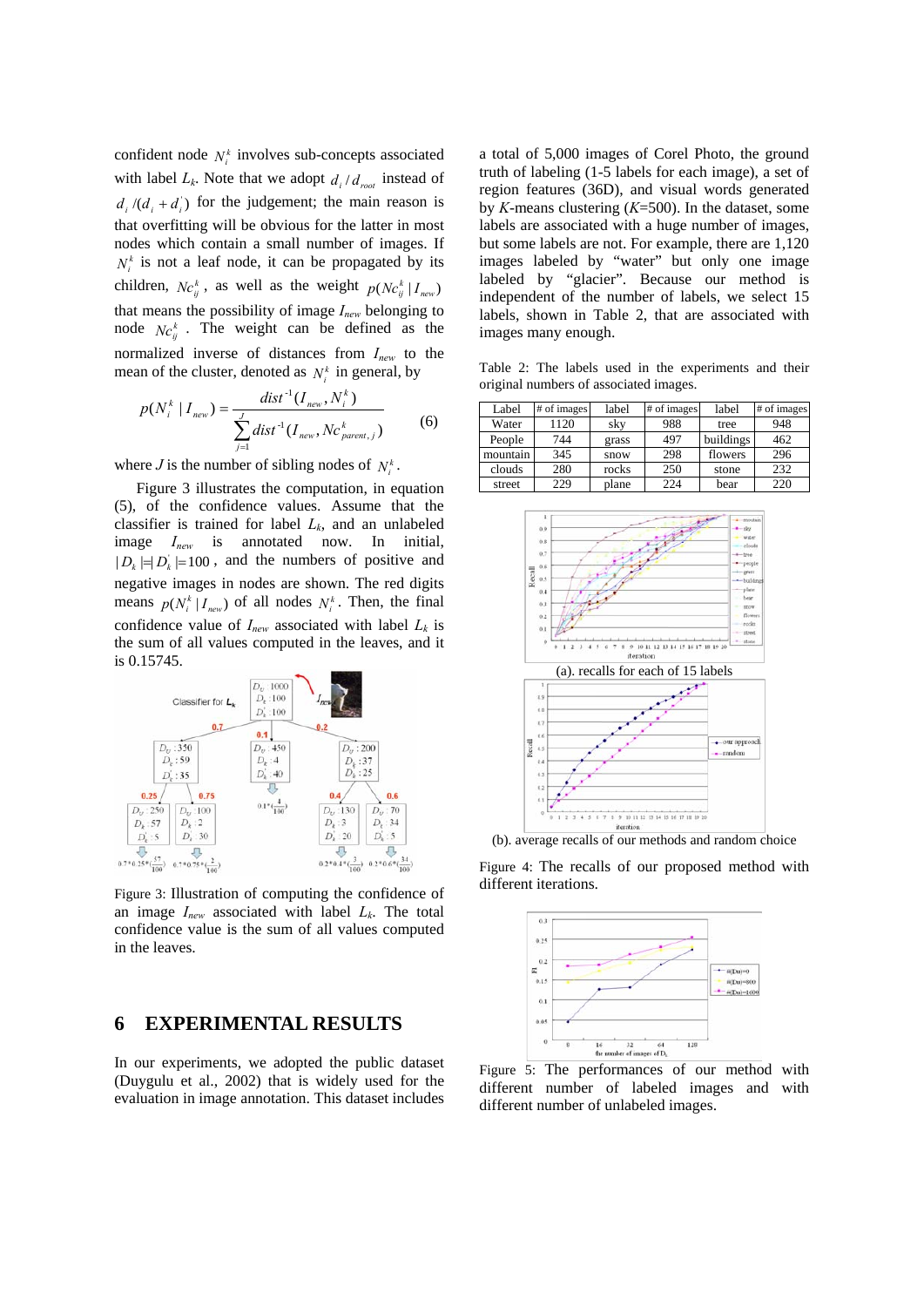confident node $N_i^k$ involves sub-concepts associated with label $L_k$. Note that we adopt $d_i / d_{root}$ instead of $d_i / (d_i + d_i^{'})$ for the judgement; the main reason is that overfitting will be obvious for the latter in most nodes which contain a small number of images. If $N_i^k$ is not a leaf node, it can be propagated by its children, $Nc_{ij}^k$, as well as the weight $p(Nc_{ij}^k | I_{new})$ that means the possibility of image $I_{new}$ belonging to node $Nc_{ij}^k$. The weight can be defined as the normalized inverse of distances from $I_{new}$ to the mean of the cluster, denoted as $N_i^k$ in general, by

$$p(N_i^k | I_{new}) = \frac{dist^{-1}(I_{new}, N_i^k)}{\sum_{j=1}^{J} dist^{-1}(I_{new}, Nc_{parent,j}^k)} \quad (6)$$

where $J$ is the number of sibling nodes of $N_i^k$.

Figure 3 illustrates the computation, in equation (5), of the confidence values. Assume that the classifier is trained for label $L_k$, and an unlabeled image $I_{new}$ is annotated now. In initial, $|D_k| = |D_k^{'}| = 100$, and the numbers of positive and negative images in nodes are shown. The red digits means $p(N_i^k | I_{new})$ of all nodes $N_i^k$. Then, the final confidence value of $I_{new}$ associated with label $L_k$ is the sum of all values computed in the leaves, and it is 0.15745.

Figure 3: Illustration of computing the confidence of an image $I_{new}$ associated with label $L_k$. The total confidence value is the sum of all values computed in the leaves.

## 6 EXPERIMENTAL RESULTS

In our experiments, we adopted the public dataset (Duygulu et al., 2002) that is widely used for the evaluation in image annotation. This dataset includes a total of 5,000 images of Corel Photo, the ground truth of labeling (1-5 labels for each image), a set of region features (36D), and visual words generated by $K$-means clustering ($K$=500). In the dataset, some labels are associated with a huge number of images, but some labels are not. For example, there are 1,120 images labeled by "water" but only one image labeled by "glacier". Because our method is independent of the number of labels, we select 15 labels, shown in Table 2, that are associated with images many enough.

Table 2: The labels used in the experiments and their original numbers of associated images.

| Label | # of images | label | # of images | label | # of images |
|---|---|---|---|---|---|
| Water | 1120 | sky | 988 | tree | 948 |
| People | 744 | grass | 497 | buildings | 462 |
| mountain | 345 | snow | 298 | flowers | 296 |
| clouds | 280 | rocks | 250 | stone | 232 |
| street | 229 | plane | 224 | bear | 220 |

(a). recalls for each of 15 labels

(b). average recalls of our methods and random choice

Figure 4: The recalls of our proposed method with different iterations.

Figure 5: The performances of our method with different number of labeled images and with different number of unlabeled images.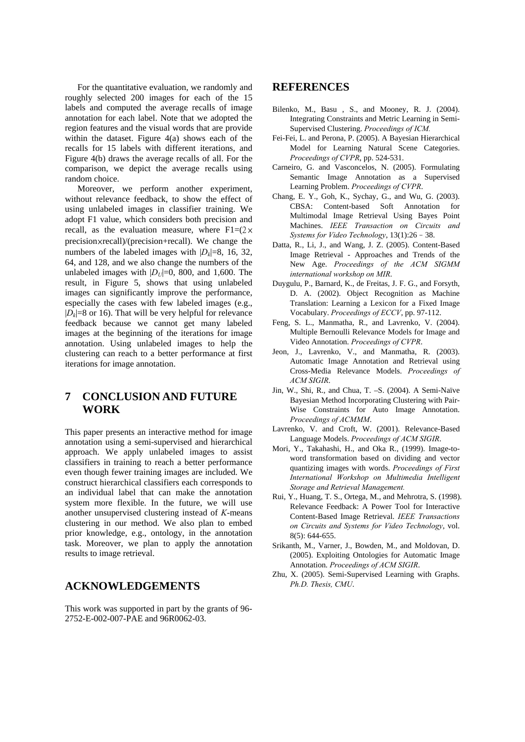For the quantitative evaluation, we randomly and roughly selected 200 images for each of the 15 labels and computed the average recalls of image annotation for each label. Note that we adopted the region features and the visual words that are provide within the dataset. Figure 4(a) shows each of the recalls for 15 labels with different iterations, and Figure 4(b) draws the average recalls of all. For the comparison, we depict the average recalls using random choice.

Moreover, we perform another experiment, without relevance feedback, to show the effect of using unlabeled images in classifier training. We adopt F1 value, which considers both precision and recall, as the evaluation measure, where F1=(2×precision×recall)/(precision+recall). We change the numbers of the labeled images with $|D_k|$=8, 16, 32, 64, and 128, and we also change the numbers of the unlabeled images with $|D_U|$=0, 800, and 1,600. The result, in Figure 5, shows that using unlabeled images can significantly improve the performance, especially the cases with few labeled images (e.g., $|D_k|$=8 or 16). That will be very helpful for relevance feedback because we cannot get many labeled images at the beginning of the iterations for image annotation. Using unlabeled images to help the clustering can reach to a better performance at first iterations for image annotation.

## 7 CONCLUSION AND FUTURE WORK

This paper presents an interactive method for image annotation using a semi-supervised and hierarchical approach. We apply unlabeled images to assist classifiers in training to reach a better performance even though fewer training images are included. We construct hierarchical classifiers each corresponds to an individual label that can make the annotation system more flexible. In the future, we will use another unsupervised clustering instead of *K*-means clustering in our method. We also plan to embed prior knowledge, e.g., ontology, in the annotation task. Moreover, we plan to apply the annotation results to image retrieval.

## ACKNOWLEDGEMENTS

This work was supported in part by the grants of 96-2752-E-002-007-PAE and 96R0062-03.

## REFERENCES

Bilenko, M., Basu , S., and Mooney, R. J. (2004). Integrating Constraints and Metric Learning in Semi-Supervised Clustering. *Proceedings of ICM.*

Fei-Fei, L. and Perona, P. (2005). A Bayesian Hierarchical Model for Learning Natural Scene Categories. *Proceedings of CVPR*, pp. 524-531.

Carneiro, G. and Vasconcelos, N. (2005). Formulating Semantic Image Annotation as a Supervised Learning Problem. *Proceedings of CVPR*.

Chang, E. Y., Goh, K., Sychay, G., and Wu, G. (2003). CBSA: Content-based Soft Annotation for Multimodal Image Retrieval Using Bayes Point Machines. *IEEE Transaction on Circuits and Systems for Video Technology*, 13(1):26 - 38.

Datta, R., Li, J., and Wang, J. Z. (2005). Content-Based Image Retrieval - Approaches and Trends of the New Age. *Proceedings of the ACM SIGMM international workshop on MIR*.

Duygulu, P., Barnard, K., de Freitas, J. F. G., and Forsyth, D. A. (2002). Object Recognition as Machine Translation: Learning a Lexicon for a Fixed Image Vocabulary. *Proceedings of ECCV*, pp. 97-112.

Feng, S. L., Manmatha, R., and Lavrenko, V. (2004). Multiple Bernoulli Relevance Models for Image and Video Annotation. *Proceedings of CVPR*.

Jeon, J., Lavrenko, V., and Manmatha, R. (2003). Automatic Image Annotation and Retrieval using Cross-Media Relevance Models. *Proceedings of ACM SIGIR*.

Jin, W., Shi, R., and Chua, T. –S. (2004). A Semi-Naïve Bayesian Method Incorporating Clustering with Pair-Wise Constraints for Auto Image Annotation. *Proceedings of ACMMM*.

Lavrenko, V. and Croft, W. (2001). Relevance-Based Language Models. *Proceedings of ACM SIGIR*.

Mori, Y., Takahashi, H., and Oka R., (1999). Image-to-word transformation based on dividing and vector quantizing images with words. *Proceedings of First International Workshop on Multimedia Intelligent Storage and Retrieval Management.*

Rui, Y., Huang, T. S., Ortega, M., and Mehrotra, S. (1998). Relevance Feedback: A Power Tool for Interactive Content-Based Image Retrieval. *IEEE Transactions on Circuits and Systems for Video Technology*, vol. 8(5): 644-655.

Srikanth, M., Varner, J., Bowden, M., and Moldovan, D. (2005). Exploiting Ontologies for Automatic Image Annotation. *Proceedings of ACM SIGIR*.

Zhu, X. (2005). Semi-Supervised Learning with Graphs. *Ph.D. Thesis, CMU*.